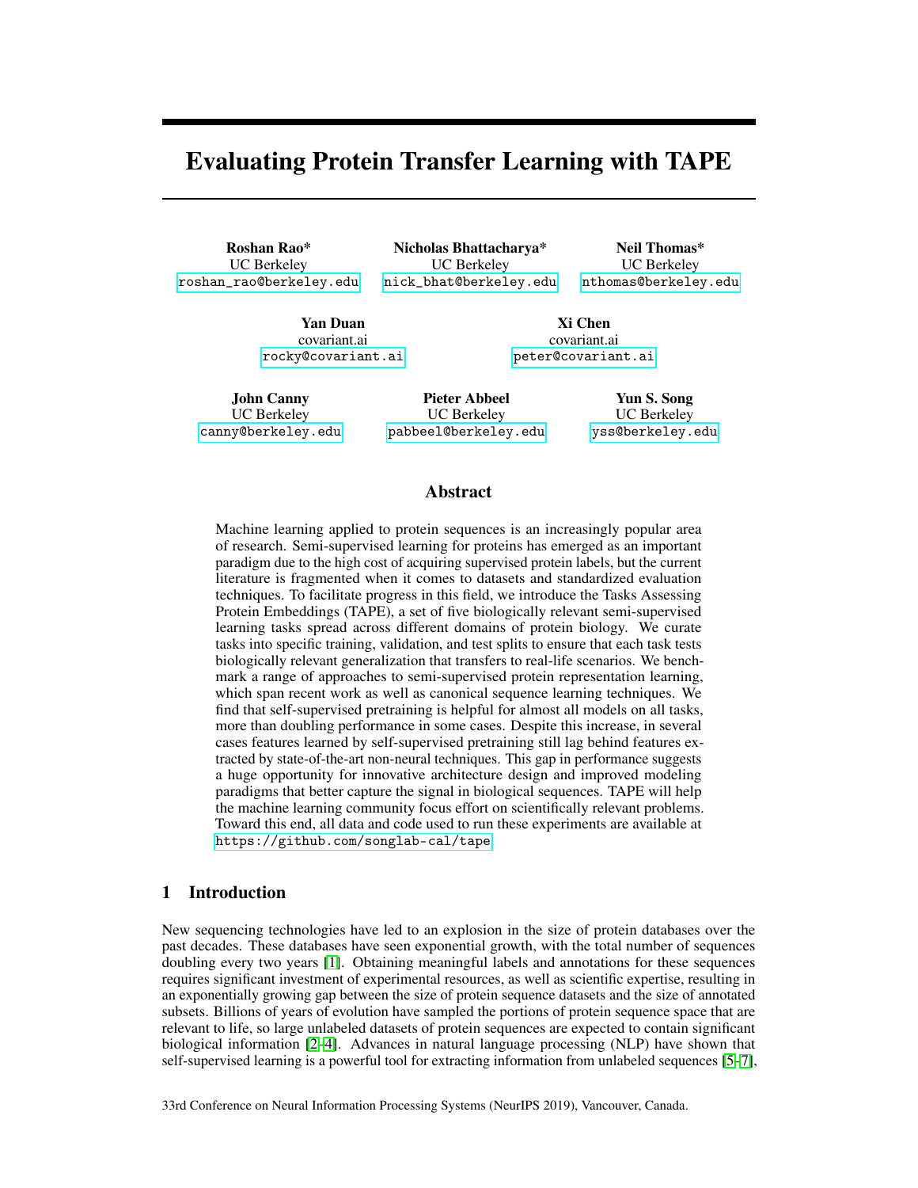# Evaluating Protein Transfer Learning with TAPE

**Roshan Rao***
UC Berkeley
roshan_rao@berkeley.edu

**Nicholas Bhattacharya***
UC Berkeley
nick_bhat@berkeley.edu

**Neil Thomas***
UC Berkeley
nthomas@berkeley.edu

**Yan Duan**
covariant.ai
rocky@covariant.ai

**Xi Chen**
covariant.ai
peter@covariant.ai

**John Canny**
UC Berkeley
canny@berkeley.edu

**Pieter Abbeel**
UC Berkeley
pabbeel@berkeley.edu

**Yun S. Song**
UC Berkeley
yss@berkeley.edu

## Abstract

Machine learning applied to protein sequences is an increasingly popular area of research. Semi-supervised learning for proteins has emerged as an important paradigm due to the high cost of acquiring supervised protein labels, but the current literature is fragmented when it comes to datasets and standardized evaluation techniques. To facilitate progress in this field, we introduce the Tasks Assessing Protein Embeddings (TAPE), a set of five biologically relevant semi-supervised learning tasks spread across different domains of protein biology. We curate tasks into specific training, validation, and test splits to ensure that each task tests biologically relevant generalization that transfers to real-life scenarios. We benchmark a range of approaches to semi-supervised protein representation learning, which span recent work as well as canonical sequence learning techniques. We find that self-supervised pretraining is helpful for almost all models on all tasks, more than doubling performance in some cases. Despite this increase, in several cases features learned by self-supervised pretraining still lag behind features extracted by state-of-the-art non-neural techniques. This gap in performance suggests a huge opportunity for innovative architecture design and improved modeling paradigms that better capture the signal in biological sequences. TAPE will help the machine learning community focus effort on scientifically relevant problems. Toward this end, all data and code used to run these experiments are available at https://github.com/songlab-cal/tape.

## 1 Introduction

New sequencing technologies have led to an explosion in the size of protein databases over the past decades. These databases have seen exponential growth, with the total number of sequences doubling every two years [1]. Obtaining meaningful labels and annotations for these sequences requires significant investment of experimental resources, as well as scientific expertise, resulting in an exponentially growing gap between the size of protein sequence datasets and the size of annotated subsets. Billions of years of evolution have sampled the portions of protein sequence space that are relevant to life, so large unlabeled datasets of protein sequences are expected to contain significant biological information [2–4]. Advances in natural language processing (NLP) have shown that self-supervised learning is a powerful tool for extracting information from unlabeled sequences [5–7],

33rd Conference on Neural Information Processing Systems (NeurIPS 2019), Vancouver, Canada.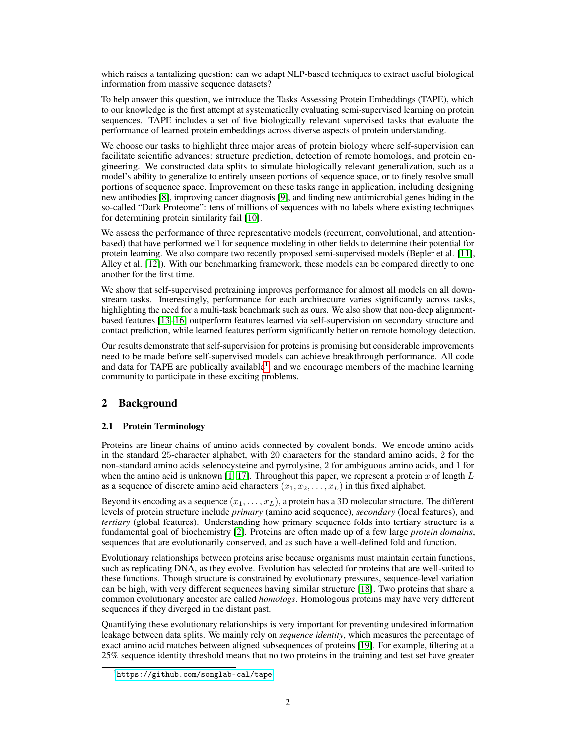which raises a tantalizing question: can we adapt NLP-based techniques to extract useful biological information from massive sequence datasets?

To help answer this question, we introduce the Tasks Assessing Protein Embeddings (TAPE), which to our knowledge is the first attempt at systematically evaluating semi-supervised learning on protein sequences. TAPE includes a set of five biologically relevant supervised tasks that evaluate the performance of learned protein embeddings across diverse aspects of protein understanding.

We choose our tasks to highlight three major areas of protein biology where self-supervision can facilitate scientific advances: structure prediction, detection of remote homologs, and protein engineering. We constructed data splits to simulate biologically relevant generalization, such as a model's ability to generalize to entirely unseen portions of sequence space, or to finely resolve small portions of sequence space. Improvement on these tasks range in application, including designing new antibodies [8], improving cancer diagnosis [9], and finding new antimicrobial genes hiding in the so-called "Dark Proteome": tens of millions of sequences with no labels where existing techniques for determining protein similarity fail [10].

We assess the performance of three representative models (recurrent, convolutional, and attention-based) that have performed well for sequence modeling in other fields to determine their potential for protein learning. We also compare two recently proposed semi-supervised models (Bepler et al. [11], Alley et al. [12]). With our benchmarking framework, these models can be compared directly to one another for the first time.

We show that self-supervised pretraining improves performance for almost all models on all downstream tasks. Interestingly, performance for each architecture varies significantly across tasks, highlighting the need for a multi-task benchmark such as ours. We also show that non-deep alignment-based features [13–16] outperform features learned via self-supervision on secondary structure and contact prediction, while learned features perform significantly better on remote homology detection.

Our results demonstrate that self-supervision for proteins is promising but considerable improvements need to be made before self-supervised models can achieve breakthrough performance. All code and data for TAPE are publically available[1] and we encourage members of the machine learning community to participate in these exciting problems.

## 2 Background

### 2.1 Protein Terminology

Proteins are linear chains of amino acids connected by covalent bonds. We encode amino acids in the standard 25-character alphabet, with 20 characters for the standard amino acids, 2 for the non-standard amino acids selenocysteine and pyrrolysine, 2 for ambiguous amino acids, and 1 for when the amino acid is unknown [1, 17]. Throughout this paper, we represent a protein $x$ of length $L$ as a sequence of discrete amino acid characters $(x_1, x_2, \ldots, x_L)$ in this fixed alphabet.

Beyond its encoding as a sequence $(x_1, \ldots, x_L)$, a protein has a 3D molecular structure. The different levels of protein structure include *primary* (amino acid sequence), *secondary* (local features), and *tertiary* (global features). Understanding how primary sequence folds into tertiary structure is a fundamental goal of biochemistry [2]. Proteins are often made up of a few large *protein domains*, sequences that are evolutionarily conserved, and as such have a well-defined fold and function.

Evolutionary relationships between proteins arise because organisms must maintain certain functions, such as replicating DNA, as they evolve. Evolution has selected for proteins that are well-suited to these functions. Though structure is constrained by evolutionary pressures, sequence-level variation can be high, with very different sequences having similar structure [18]. Two proteins that share a common evolutionary ancestor are called *homologs*. Homologous proteins may have very different sequences if they diverged in the distant past.

Quantifying these evolutionary relationships is very important for preventing undesired information leakage between data splits. We mainly rely on *sequence identity*, which measures the percentage of exact amino acid matches between aligned subsequences of proteins [19]. For example, filtering at a 25% sequence identity threshold means that no two proteins in the training and test set have greater

[1] https://github.com/songlab-cal/tape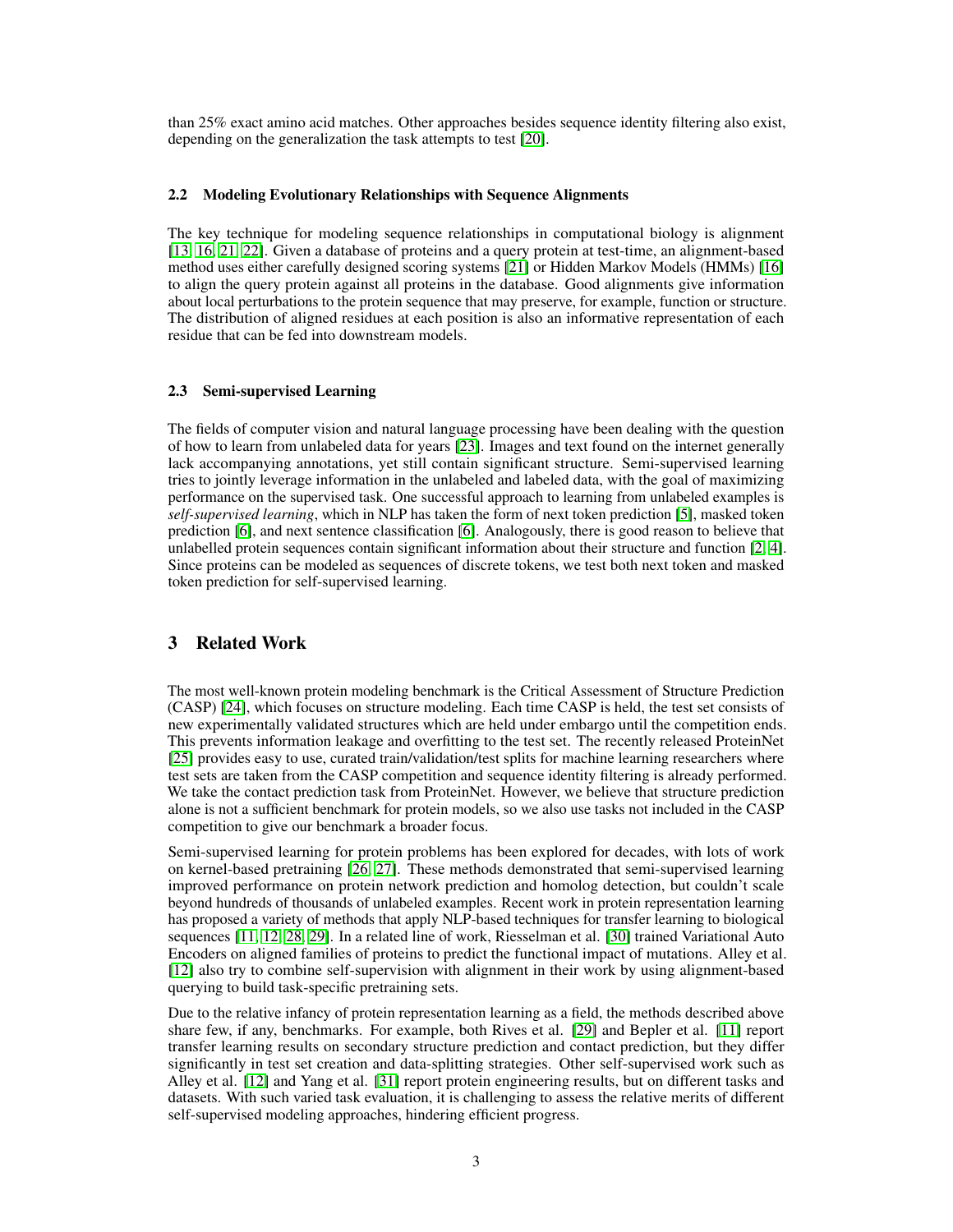than 25% exact amino acid matches. Other approaches besides sequence identity filtering also exist, depending on the generalization the task attempts to test [20].

### 2.2 Modeling Evolutionary Relationships with Sequence Alignments

The key technique for modeling sequence relationships in computational biology is alignment [13, 16, 21, 22]. Given a database of proteins and a query protein at test-time, an alignment-based method uses either carefully designed scoring systems [21] or Hidden Markov Models (HMMs) [16] to align the query protein against all proteins in the database. Good alignments give information about local perturbations to the protein sequence that may preserve, for example, function or structure. The distribution of aligned residues at each position is also an informative representation of each residue that can be fed into downstream models.

### 2.3 Semi-supervised Learning

The fields of computer vision and natural language processing have been dealing with the question of how to learn from unlabeled data for years [23]. Images and text found on the internet generally lack accompanying annotations, yet still contain significant structure. Semi-supervised learning tries to jointly leverage information in the unlabeled and labeled data, with the goal of maximizing performance on the supervised task. One successful approach to learning from unlabeled examples is *self-supervised learning*, which in NLP has taken the form of next token prediction [5], masked token prediction [6], and next sentence classification [6]. Analogously, there is good reason to believe that unlabelled protein sequences contain significant information about their structure and function [2, 4]. Since proteins can be modeled as sequences of discrete tokens, we test both next token and masked token prediction for self-supervised learning.

## 3 Related Work

The most well-known protein modeling benchmark is the Critical Assessment of Structure Prediction (CASP) [24], which focuses on structure modeling. Each time CASP is held, the test set consists of new experimentally validated structures which are held under embargo until the competition ends. This prevents information leakage and overfitting to the test set. The recently released ProteinNet [25] provides easy to use, curated train/validation/test splits for machine learning researchers where test sets are taken from the CASP competition and sequence identity filtering is already performed. We take the contact prediction task from ProteinNet. However, we believe that structure prediction alone is not a sufficient benchmark for protein models, so we also use tasks not included in the CASP competition to give our benchmark a broader focus.

Semi-supervised learning for protein problems has been explored for decades, with lots of work on kernel-based pretraining [26, 27]. These methods demonstrated that semi-supervised learning improved performance on protein network prediction and homolog detection, but couldn't scale beyond hundreds of thousands of unlabeled examples. Recent work in protein representation learning has proposed a variety of methods that apply NLP-based techniques for transfer learning to biological sequences [11, 12, 28, 29]. In a related line of work, Riesselman et al. [30] trained Variational Auto Encoders on aligned families of proteins to predict the functional impact of mutations. Alley et al. [12] also try to combine self-supervision with alignment in their work by using alignment-based querying to build task-specific pretraining sets.

Due to the relative infancy of protein representation learning as a field, the methods described above share few, if any, benchmarks. For example, both Rives et al. [29] and Bepler et al. [11] report transfer learning results on secondary structure prediction and contact prediction, but they differ significantly in test set creation and data-splitting strategies. Other self-supervised work such as Alley et al. [12] and Yang et al. [31] report protein engineering results, but on different tasks and datasets. With such varied task evaluation, it is challenging to assess the relative merits of different self-supervised modeling approaches, hindering efficient progress.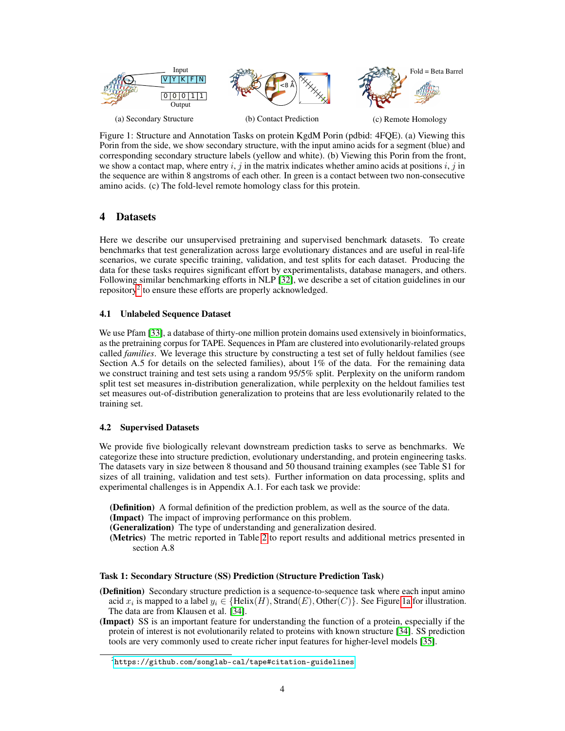(a) Secondary Structure (b) Contact Prediction (c) Remote Homology

Figure 1: Structure and Annotation Tasks on protein KgdM Porin (pdbid: 4FQE). (a) Viewing this Porin from the side, we show secondary structure, with the input amino acids for a segment (blue) and corresponding secondary structure labels (yellow and white). (b) Viewing this Porin from the front, we show a contact map, where entry $i$, $j$ in the matrix indicates whether amino acids at positions $i$, $j$ in the sequence are within 8 angstroms of each other. In green is a contact between two non-consecutive amino acids. (c) The fold-level remote homology class for this protein.

# 4 Datasets

Here we describe our unsupervised pretraining and supervised benchmark datasets. To create benchmarks that test generalization across large evolutionary distances and are useful in real-life scenarios, we curate specific training, validation, and test splits for each dataset. Producing the data for these tasks requires significant effort by experimentalists, database managers, and others. Following similar benchmarking efforts in NLP [32], we describe a set of citation guidelines in our repository[2] to ensure these efforts are properly acknowledged.

## 4.1 Unlabeled Sequence Dataset

We use Pfam [33], a database of thirty-one million protein domains used extensively in bioinformatics, as the pretraining corpus for TAPE. Sequences in Pfam are clustered into evolutionarily-related groups called *families*. We leverage this structure by constructing a test set of fully heldout families (see Section A.5 for details on the selected families), about 1% of the data. For the remaining data we construct training and test sets using a random 95/5% split. Perplexity on the uniform random split test set measures in-distribution generalization, while perplexity on the heldout families test set measures out-of-distribution generalization to proteins that are less evolutionarily related to the training set.

## 4.2 Supervised Datasets

We provide five biologically relevant downstream prediction tasks to serve as benchmarks. We categorize these into structure prediction, evolutionary understanding, and protein engineering tasks. The datasets vary in size between 8 thousand and 50 thousand training examples (see Table S1 for sizes of all training, validation and test sets). Further information on data processing, splits and experimental challenges is in Appendix A.1. For each task we provide:

**(Definition)** A formal definition of the prediction problem, as well as the source of the data.
**(Impact)** The impact of improving performance on this problem.
**(Generalization)** The type of understanding and generalization desired.
**(Metrics)** The metric reported in Table 2 to report results and additional metrics presented in section A.8

**Task 1: Secondary Structure (SS) Prediction (Structure Prediction Task)**

**(Definition)** Secondary structure prediction is a sequence-to-sequence task where each input amino acid $x_i$ is mapped to a label $y_i \in \{\text{Helix}(H), \text{Strand}(E), \text{Other}(C)\}$. See Figure 1a for illustration. The data are from Klausen et al. [34].

**(Impact)** SS is an important feature for understanding the function of a protein, especially if the protein of interest is not evolutionarily related to proteins with known structure [34]. SS prediction tools are very commonly used to create richer input features for higher-level models [35].

[2] https://github.com/songlab-cal/tape#citation-guidelines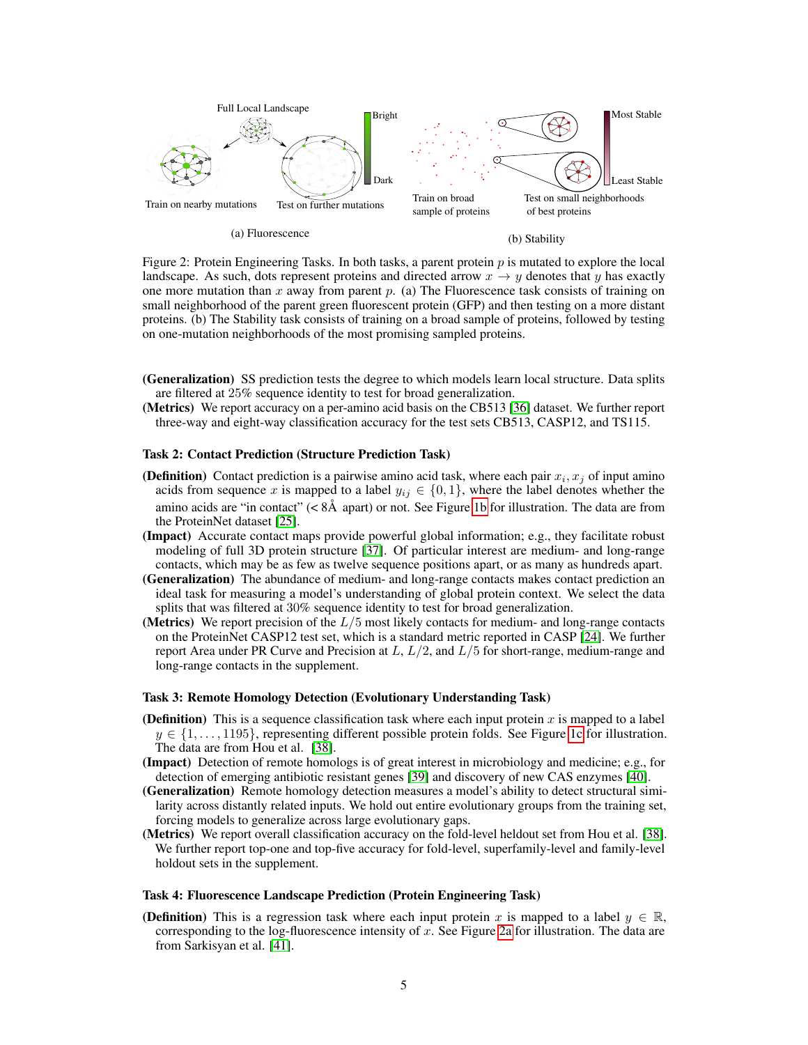Figure 2: Protein Engineering Tasks. In both tasks, a parent protein $p$ is mutated to explore the local landscape. As such, dots represent proteins and directed arrow $x \to y$ denotes that $y$ has exactly one more mutation than $x$ away from parent $p$. (a) The Fluorescence task consists of training on small neighborhood of the parent green fluorescent protein (GFP) and then testing on a more distant proteins. (b) The Stability task consists of training on a broad sample of proteins, followed by testing on one-mutation neighborhoods of the most promising sampled proteins.

**(Generalization)** SS prediction tests the degree to which models learn local structure. Data splits are filtered at 25% sequence identity to test for broad generalization.

**(Metrics)** We report accuracy on a per-amino acid basis on the CB513 [36] dataset. We further report three-way and eight-way classification accuracy for the test sets CB513, CASP12, and TS115.

#### Task 2: Contact Prediction (Structure Prediction Task)

**(Definition)** Contact prediction is a pairwise amino acid task, where each pair $x_i, x_j$ of input amino acids from sequence $x$ is mapped to a label $y_{ij} \in \{0, 1\}$, where the label denotes whether the amino acids are "in contact" ($< 8$Å apart) or not. See Figure 1b for illustration. The data are from the ProteinNet dataset [25].

**(Impact)** Accurate contact maps provide powerful global information; e.g., they facilitate robust modeling of full 3D protein structure [37]. Of particular interest are medium- and long-range contacts, which may be as few as twelve sequence positions apart, or as many as hundreds apart.

**(Generalization)** The abundance of medium- and long-range contacts makes contact prediction an ideal task for measuring a model's understanding of global protein context. We select the data splits that was filtered at 30% sequence identity to test for broad generalization.

**(Metrics)** We report precision of the $L/5$ most likely contacts for medium- and long-range contacts on the ProteinNet CASP12 test set, which is a standard metric reported in CASP [24]. We further report Area under PR Curve and Precision at $L$, $L/2$, and $L/5$ for short-range, medium-range and long-range contacts in the supplement.

#### Task 3: Remote Homology Detection (Evolutionary Understanding Task)

**(Definition)** This is a sequence classification task where each input protein $x$ is mapped to a label $y \in \{1, \ldots, 1195\}$, representing different possible protein folds. See Figure 1c for illustration. The data are from Hou et al. [38].

**(Impact)** Detection of remote homologs is of great interest in microbiology and medicine; e.g., for detection of emerging antibiotic resistant genes [39] and discovery of new CAS enzymes [40].

**(Generalization)** Remote homology detection measures a model's ability to detect structural similarity across distantly related inputs. We hold out entire evolutionary groups from the training set, forcing models to generalize across large evolutionary gaps.

**(Metrics)** We report overall classification accuracy on the fold-level heldout set from Hou et al. [38]. We further report top-one and top-five accuracy for fold-level, superfamily-level and family-level holdout sets in the supplement.

#### Task 4: Fluorescence Landscape Prediction (Protein Engineering Task)

**(Definition)** This is a regression task where each input protein $x$ is mapped to a label $y \in \mathbb{R}$, corresponding to the log-fluorescence intensity of $x$. See Figure 2a for illustration. The data are from Sarkisyan et al. [41].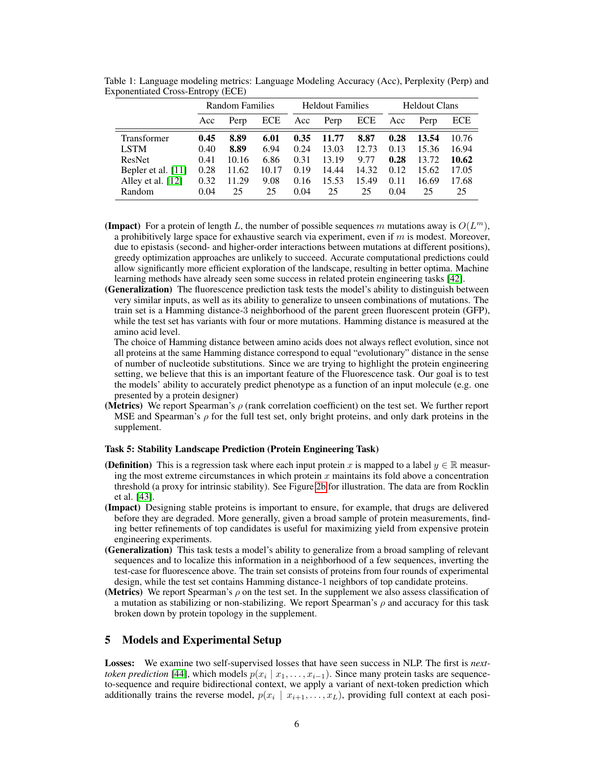Table 1: Language modeling metrics: Language Modeling Accuracy (Acc), Perplexity (Perp) and Exponentiated Cross-Entropy (ECE)

| | Random Families | | | Heldout Families | | | Heldout Clans | | |
|---|---|---|---|---|---|---|---|---|---|
| | Acc | Perp | ECE | Acc | Perp | ECE | Acc | Perp | ECE |
| Transformer | **0.45** | **8.89** | **6.01** | **0.35** | **11.77** | **8.87** | **0.28** | **13.54** | 10.76 |
| LSTM | 0.40 | **8.89** | 6.94 | 0.24 | 13.03 | 12.73 | 0.13 | 15.36 | 16.94 |
| ResNet | 0.41 | 10.16 | 6.86 | 0.31 | 13.19 | 9.77 | **0.28** | 13.72 | **10.62** |
| Bepler et al. [11] | 0.28 | 11.62 | 10.17 | 0.19 | 14.44 | 14.32 | 0.12 | 15.62 | 17.05 |
| Alley et al. [12] | 0.32 | 11.29 | 9.08 | 0.16 | 15.53 | 15.49 | 0.11 | 16.69 | 17.68 |
| Random | 0.04 | 25 | 25 | 0.04 | 25 | 25 | 0.04 | 25 | 25 |

**(Impact)** For a protein of length $L$, the number of possible sequences $m$ mutations away is $O(L^m)$, a prohibitively large space for exhaustive search via experiment, even if $m$ is modest. Moreover, due to epistasis (second- and higher-order interactions between mutations at different positions), greedy optimization approaches are unlikely to succeed. Accurate computational predictions could allow significantly more efficient exploration of the landscape, resulting in better optima. Machine learning methods have already seen some success in related protein engineering tasks [42].

**(Generalization)** The fluorescence prediction task tests the model's ability to distinguish between very similar inputs, as well as its ability to generalize to unseen combinations of mutations. The train set is a Hamming distance-3 neighborhood of the parent green fluorescent protein (GFP), while the test set has variants with four or more mutations. Hamming distance is measured at the amino acid level.

The choice of Hamming distance between amino acids does not always reflect evolution, since not all proteins at the same Hamming distance correspond to equal "evolutionary" distance in the sense of number of nucleotide substitutions. Since we are trying to highlight the protein engineering setting, we believe that this is an important feature of the Fluorescence task. Our goal is to test the models' ability to accurately predict phenotype as a function of an input molecule (e.g. one presented by a protein designer)

**(Metrics)** We report Spearman's $\rho$ (rank correlation coefficient) on the test set. We further report MSE and Spearman's $\rho$ for the full test set, only bright proteins, and only dark proteins in the supplement.

#### Task 5: Stability Landscape Prediction (Protein Engineering Task)

**(Definition)** This is a regression task where each input protein $x$ is mapped to a label $y \in \mathbb{R}$ measuring the most extreme circumstances in which protein $x$ maintains its fold above a concentration threshold (a proxy for intrinsic stability). See Figure 2b for illustration. The data are from Rocklin et al. [43].

**(Impact)** Designing stable proteins is important to ensure, for example, that drugs are delivered before they are degraded. More generally, given a broad sample of protein measurements, finding better refinements of top candidates is useful for maximizing yield from expensive protein engineering experiments.

**(Generalization)** This task tests a model's ability to generalize from a broad sampling of relevant sequences and to localize this information in a neighborhood of a few sequences, inverting the test-case for fluorescence above. The train set consists of proteins from four rounds of experimental design, while the test set contains Hamming distance-1 neighbors of top candidate proteins.

**(Metrics)** We report Spearman's $\rho$ on the test set. In the supplement we also assess classification of a mutation as stabilizing or non-stabilizing. We report Spearman's $\rho$ and accuracy for this task broken down by protein topology in the supplement.

## 5 Models and Experimental Setup

**Losses:** We examine two self-supervised losses that have seen success in NLP. The first is *next-token prediction* [44], which models $p(x_i \mid x_1, \ldots, x_{i-1})$. Since many protein tasks are sequence-to-sequence and require bidirectional context, we apply a variant of next-token prediction which additionally trains the reverse model, $p(x_i \mid x_{i+1}, \ldots, x_L)$, providing full context at each posi-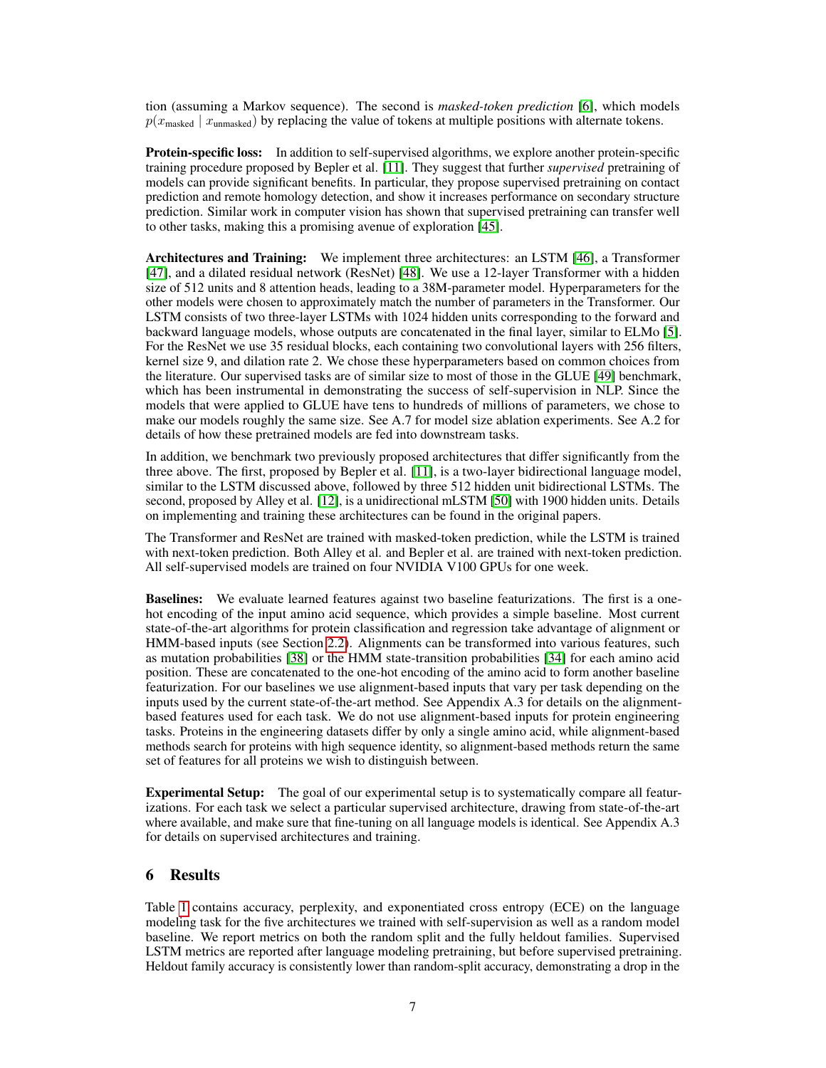tion (assuming a Markov sequence). The second is *masked-token prediction* [6], which models $p(x_{\text{masked}} \mid x_{\text{unmasked}})$ by replacing the value of tokens at multiple positions with alternate tokens.

**Protein-specific loss:** In addition to self-supervised algorithms, we explore another protein-specific training procedure proposed by Bepler et al. [11]. They suggest that further *supervised* pretraining of models can provide significant benefits. In particular, they propose supervised pretraining on contact prediction and remote homology detection, and show it increases performance on secondary structure prediction. Similar work in computer vision has shown that supervised pretraining can transfer well to other tasks, making this a promising avenue of exploration [45].

**Architectures and Training:** We implement three architectures: an LSTM [46], a Transformer [47], and a dilated residual network (ResNet) [48]. We use a 12-layer Transformer with a hidden size of 512 units and 8 attention heads, leading to a 38M-parameter model. Hyperparameters for the other models were chosen to approximately match the number of parameters in the Transformer. Our LSTM consists of two three-layer LSTMs with 1024 hidden units corresponding to the forward and backward language models, whose outputs are concatenated in the final layer, similar to ELMo [5]. For the ResNet we use 35 residual blocks, each containing two convolutional layers with 256 filters, kernel size 9, and dilation rate 2. We chose these hyperparameters based on common choices from the literature. Our supervised tasks are of similar size to most of those in the GLUE [49] benchmark, which has been instrumental in demonstrating the success of self-supervision in NLP. Since the models that were applied to GLUE have tens to hundreds of millions of parameters, we chose to make our models roughly the same size. See A.7 for model size ablation experiments. See A.2 for details of how these pretrained models are fed into downstream tasks.

In addition, we benchmark two previously proposed architectures that differ significantly from the three above. The first, proposed by Bepler et al. [11], is a two-layer bidirectional language model, similar to the LSTM discussed above, followed by three 512 hidden unit bidirectional LSTMs. The second, proposed by Alley et al. [12], is a unidirectional mLSTM [50] with 1900 hidden units. Details on implementing and training these architectures can be found in the original papers.

The Transformer and ResNet are trained with masked-token prediction, while the LSTM is trained with next-token prediction. Both Alley et al. and Bepler et al. are trained with next-token prediction. All self-supervised models are trained on four NVIDIA V100 GPUs for one week.

**Baselines:** We evaluate learned features against two baseline featurizations. The first is a one-hot encoding of the input amino acid sequence, which provides a simple baseline. Most current state-of-the-art algorithms for protein classification and regression take advantage of alignment or HMM-based inputs (see Section 2.2). Alignments can be transformed into various features, such as mutation probabilities [38] or the HMM state-transition probabilities [34] for each amino acid position. These are concatenated to the one-hot encoding of the amino acid to form another baseline featurization. For our baselines we use alignment-based inputs that vary per task depending on the inputs used by the current state-of-the-art method. See Appendix A.3 for details on the alignment-based features used for each task. We do not use alignment-based inputs for protein engineering tasks. Proteins in the engineering datasets differ by only a single amino acid, while alignment-based methods search for proteins with high sequence identity, so alignment-based methods return the same set of features for all proteins we wish to distinguish between.

**Experimental Setup:** The goal of our experimental setup is to systematically compare all featurizations. For each task we select a particular supervised architecture, drawing from state-of-the-art where available, and make sure that fine-tuning on all language models is identical. See Appendix A.3 for details on supervised architectures and training.

## 6 Results

Table 1 contains accuracy, perplexity, and exponentiated cross entropy (ECE) on the language modeling task for the five architectures we trained with self-supervision as well as a random model baseline. We report metrics on both the random split and the fully heldout families. Supervised LSTM metrics are reported after language modeling pretraining, but before supervised pretraining. Heldout family accuracy is consistently lower than random-split accuracy, demonstrating a drop in the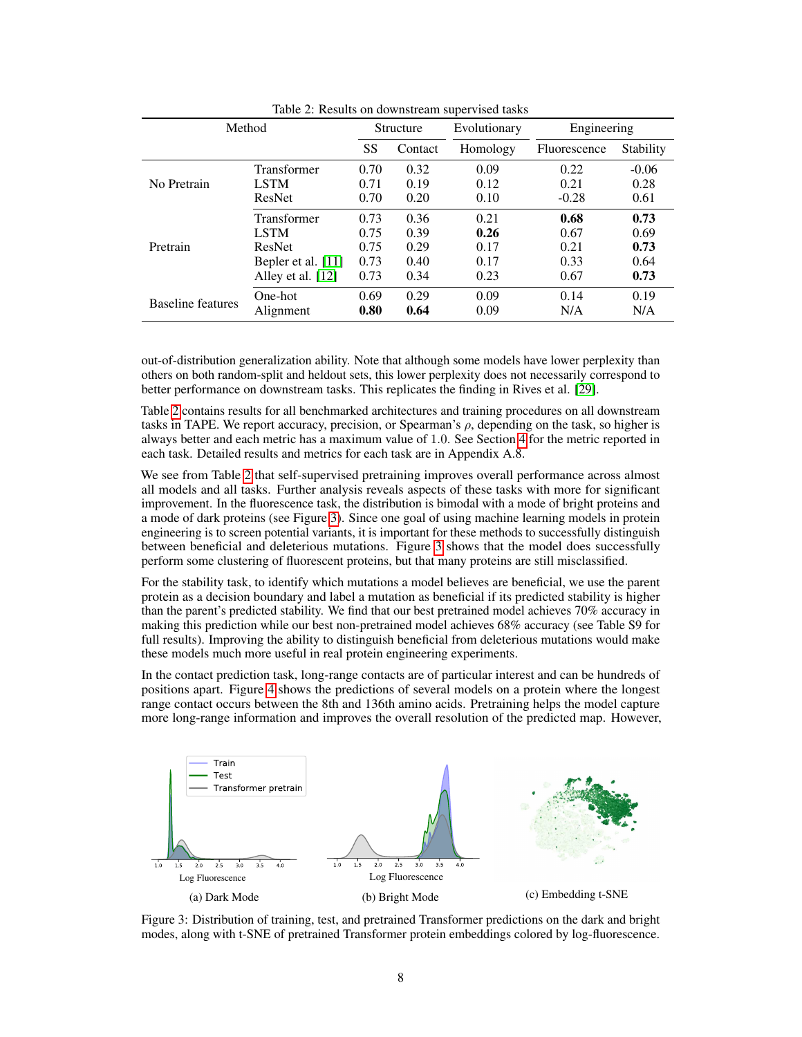Table 2: Results on downstream supervised tasks

| Method | | Structure | | Evolutionary | Engineering | |
|---|---|---|---|---|---|---|
| | | SS | Contact | Homology | Fluorescence | Stability |
| No Pretrain | Transformer | 0.70 | 0.32 | 0.09 | 0.22 | -0.06 |
| | LSTM | 0.71 | 0.19 | 0.12 | 0.21 | 0.28 |
| | ResNet | 0.70 | 0.20 | 0.10 | -0.28 | 0.61 |
| Pretrain | Transformer | 0.73 | 0.36 | 0.21 | **0.68** | **0.73** |
| | LSTM | 0.75 | 0.39 | **0.26** | 0.67 | 0.69 |
| | ResNet | 0.75 | 0.29 | 0.17 | 0.21 | **0.73** |
| | Bepler et al. [11] | 0.73 | 0.40 | 0.17 | 0.33 | 0.64 |
| | Alley et al. [12] | 0.73 | 0.34 | 0.23 | 0.67 | **0.73** |
| Baseline features | One-hot | 0.69 | 0.29 | 0.09 | 0.14 | 0.19 |
| | Alignment | **0.80** | **0.64** | 0.09 | N/A | N/A |

out-of-distribution generalization ability. Note that although some models have lower perplexity than others on both random-split and heldout sets, this lower perplexity does not necessarily correspond to better performance on downstream tasks. This replicates the finding in Rives et al. [29].

Table 2 contains results for all benchmarked architectures and training procedures on all downstream tasks in TAPE. We report accuracy, precision, or Spearman's $\rho$, depending on the task, so higher is always better and each metric has a maximum value of 1.0. See Section 4 for the metric reported in each task. Detailed results and metrics for each task are in Appendix A.8.

We see from Table 2 that self-supervised pretraining improves overall performance across almost all models and all tasks. Further analysis reveals aspects of these tasks with more for significant improvement. In the fluorescence task, the distribution is bimodal with a mode of bright proteins and a mode of dark proteins (see Figure 3). Since one goal of using machine learning models in protein engineering is to screen potential variants, it is important for these methods to successfully distinguish between beneficial and deleterious mutations. Figure 3 shows that the model does successfully perform some clustering of fluorescent proteins, but that many proteins are still misclassified.

For the stability task, to identify which mutations a model believes are beneficial, we use the parent protein as a decision boundary and label a mutation as beneficial if its predicted stability is higher than the parent's predicted stability. We find that our best pretrained model achieves 70% accuracy in making this prediction while our best non-pretrained model achieves 68% accuracy (see Table S9 for full results). Improving the ability to distinguish beneficial from deleterious mutations would make these models much more useful in real protein engineering experiments.

In the contact prediction task, long-range contacts are of particular interest and can be hundreds of positions apart. Figure 4 shows the predictions of several models on a protein where the longest range contact occurs between the 8th and 136th amino acids. Pretraining helps the model capture more long-range information and improves the overall resolution of the predicted map. However,

(a) Dark Mode

(b) Bright Mode

(c) Embedding t-SNE

Figure 3: Distribution of training, test, and pretrained Transformer predictions on the dark and bright modes, along with t-SNE of pretrained Transformer protein embeddings colored by log-fluorescence.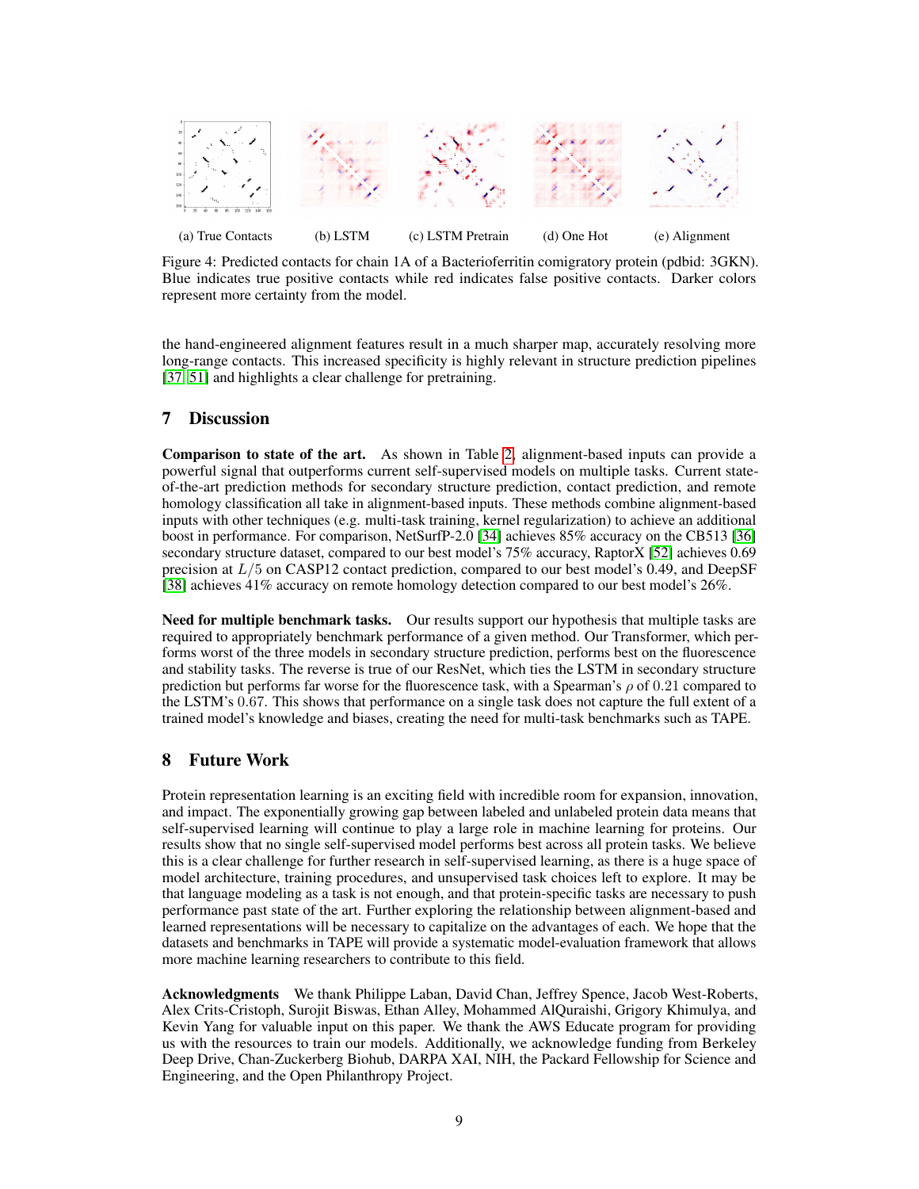(a) True Contacts (b) LSTM (c) LSTM Pretrain (d) One Hot (e) Alignment

Figure 4: Predicted contacts for chain 1A of a Bacterioferritin comigratory protein (pdbid: 3GKN). Blue indicates true positive contacts while red indicates false positive contacts. Darker colors represent more certainty from the model.

the hand-engineered alignment features result in a much sharper map, accurately resolving more long-range contacts. This increased specificity is highly relevant in structure prediction pipelines [37, 51] and highlights a clear challenge for pretraining.

## 7 Discussion

**Comparison to state of the art.** As shown in Table 2, alignment-based inputs can provide a powerful signal that outperforms current self-supervised models on multiple tasks. Current state-of-the-art prediction methods for secondary structure prediction, contact prediction, and remote homology classification all take in alignment-based inputs. These methods combine alignment-based inputs with other techniques (e.g. multi-task training, kernel regularization) to achieve an additional boost in performance. For comparison, NetSurfP-2.0 [34] achieves 85% accuracy on the CB513 [36] secondary structure dataset, compared to our best model's 75% accuracy, RaptorX [52] achieves 0.69 precision at $L/5$ on CASP12 contact prediction, compared to our best model's 0.49, and DeepSF [38] achieves 41% accuracy on remote homology detection compared to our best model's 26%.

**Need for multiple benchmark tasks.** Our results support our hypothesis that multiple tasks are required to appropriately benchmark performance of a given method. Our Transformer, which performs worst of the three models in secondary structure prediction, performs best on the fluorescence and stability tasks. The reverse is true of our ResNet, which ties the LSTM in secondary structure prediction but performs far worse for the fluorescence task, with a Spearman's $\rho$ of $0.21$ compared to the LSTM's $0.67$. This shows that performance on a single task does not capture the full extent of a trained model's knowledge and biases, creating the need for multi-task benchmarks such as TAPE.

## 8 Future Work

Protein representation learning is an exciting field with incredible room for expansion, innovation, and impact. The exponentially growing gap between labeled and unlabeled protein data means that self-supervised learning will continue to play a large role in machine learning for proteins. Our results show that no single self-supervised model performs best across all protein tasks. We believe this is a clear challenge for further research in self-supervised learning, as there is a huge space of model architecture, training procedures, and unsupervised task choices left to explore. It may be that language modeling as a task is not enough, and that protein-specific tasks are necessary to push performance past state of art. Further exploring the relationship between alignment-based and learned representations will be necessary to capitalize on the advantages of each. We hope that the datasets and benchmarks in TAPE will provide a systematic model-evaluation framework that allows more machine learning researchers to contribute to this field.

**Acknowledgments** We thank Philippe Laban, David Chan, Jeffrey Spence, Jacob West-Roberts, Alex Crits-Cristoph, Surojit Biswas, Ethan Alley, Mohammed AlQuraishi, Grigory Khimulya, and Kevin Yang for valuable input on this paper. We thank the AWS Educate program for providing us with the resources to train our models. Additionally, we acknowledge funding from Berkeley Deep Drive, Chan-Zuckerberg Biohub, DARPA XAI, NIH, the Packard Fellowship for Science and Engineering, and the Open Philanthropy Project.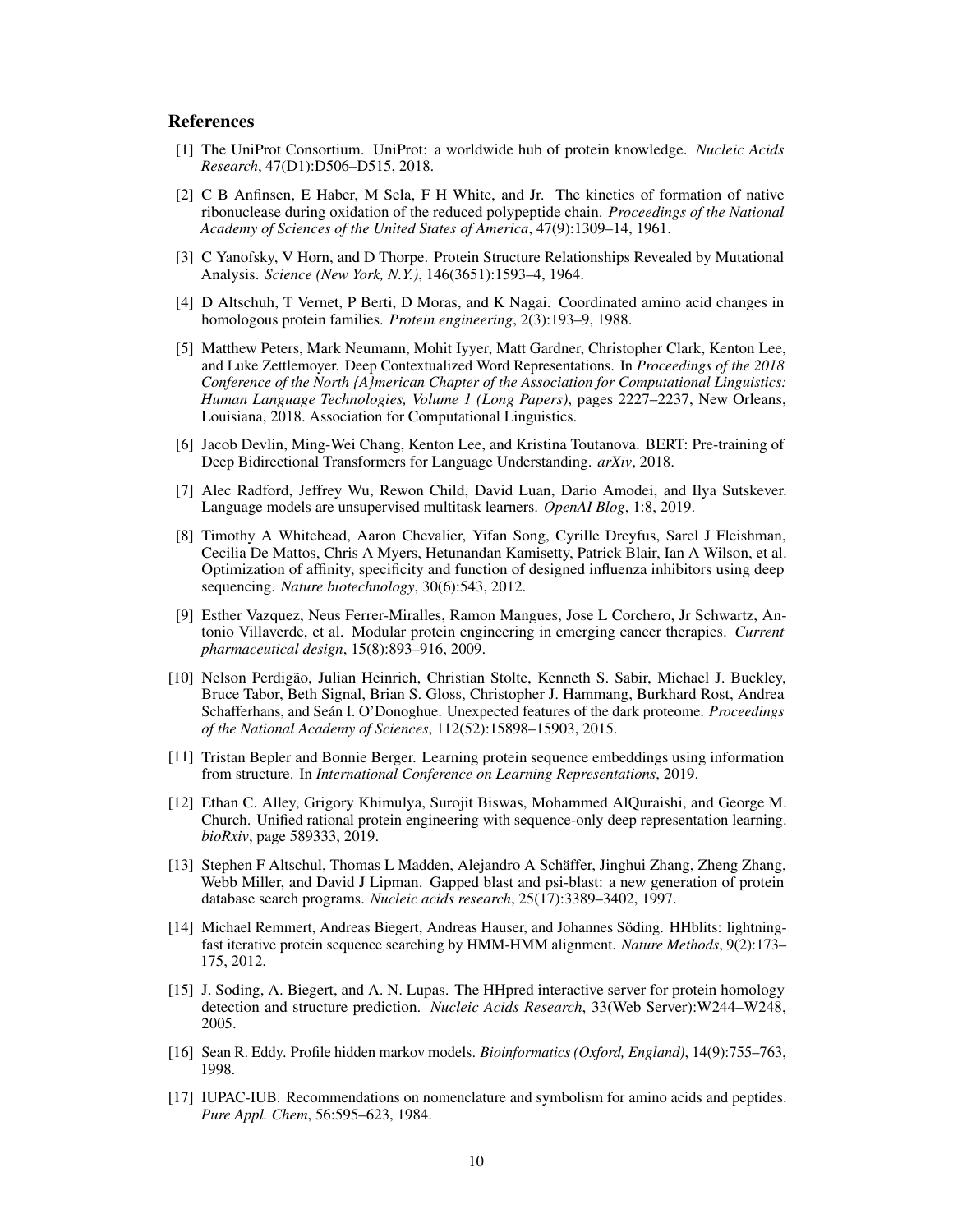## References

[1] The UniProt Consortium. UniProt: a worldwide hub of protein knowledge. *Nucleic Acids Research*, 47(D1):D506–D515, 2018.

[2] C B Anfinsen, E Haber, M Sela, F H White, and Jr. The kinetics of formation of native ribonuclease during oxidation of the reduced polypeptide chain. *Proceedings of the National Academy of Sciences of the United States of America*, 47(9):1309–14, 1961.

[3] C Yanofsky, V Horn, and D Thorpe. Protein Structure Relationships Revealed by Mutational Analysis. *Science (New York, N.Y.)*, 146(3651):1593–4, 1964.

[4] D Altschuh, T Vernet, P Berti, D Moras, and K Nagai. Coordinated amino acid changes in homologous protein families. *Protein engineering*, 2(3):193–9, 1988.

[5] Matthew Peters, Mark Neumann, Mohit Iyyer, Matt Gardner, Christopher Clark, Kenton Lee, and Luke Zettlemoyer. Deep Contextualized Word Representations. In *Proceedings of the 2018 Conference of the North {A}merican Chapter of the Association for Computational Linguistics: Human Language Technologies, Volume 1 (Long Papers)*, pages 2227–2237, New Orleans, Louisiana, 2018. Association for Computational Linguistics.

[6] Jacob Devlin, Ming-Wei Chang, Kenton Lee, and Kristina Toutanova. BERT: Pre-training of Deep Bidirectional Transformers for Language Understanding. *arXiv*, 2018.

[7] Alec Radford, Jeffrey Wu, Rewon Child, David Luan, Dario Amodei, and Ilya Sutskever. Language models are unsupervised multitask learners. *OpenAI Blog*, 1:8, 2019.

[8] Timothy A Whitehead, Aaron Chevalier, Yifan Song, Cyrille Dreyfus, Sarel J Fleishman, Cecilia De Mattos, Chris A Myers, Hetunandan Kamisetty, Patrick Blair, Ian A Wilson, et al. Optimization of affinity, specificity and function of designed influenza inhibitors using deep sequencing. *Nature biotechnology*, 30(6):543, 2012.

[9] Esther Vazquez, Neus Ferrer-Miralles, Ramon Mangues, Jose L Corchero, Jr Schwartz, Antonio Villaverde, et al. Modular protein engineering in emerging cancer therapies. *Current pharmaceutical design*, 15(8):893–916, 2009.

[10] Nelson Perdigão, Julian Heinrich, Christian Stolte, Kenneth S. Sabir, Michael J. Buckley, Bruce Tabor, Beth Signal, Brian S. Gloss, Christopher J. Hammang, Burkhard Rost, Andrea Schafferhans, and Seán I. O'Donoghue. Unexpected features of the dark proteome. *Proceedings of the National Academy of Sciences*, 112(52):15898–15903, 2015.

[11] Tristan Bepler and Bonnie Berger. Learning protein sequence embeddings using information from structure. In *International Conference on Learning Representations*, 2019.

[12] Ethan C. Alley, Grigory Khimulya, Surojit Biswas, Mohammed AlQuraishi, and George M. Church. Unified rational protein engineering with sequence-only deep representation learning. *bioRxiv*, page 589333, 2019.

[13] Stephen F Altschul, Thomas L Madden, Alejandro A Schäffer, Jinghui Zhang, Zheng Zhang, Webb Miller, and David J Lipman. Gapped blast and psi-blast: a new generation of protein database search programs. *Nucleic acids research*, 25(17):3389–3402, 1997.

[14] Michael Remmert, Andreas Biegert, Andreas Hauser, and Johannes Söding. HHblits: lightning-fast iterative protein sequence searching by HMM-HMM alignment. *Nature Methods*, 9(2):173–175, 2012.

[15] J. Soding, A. Biegert, and A. N. Lupas. The HHpred interactive server for protein homology detection and structure prediction. *Nucleic Acids Research*, 33(Web Server):W244–W248, 2005.

[16] Sean R. Eddy. Profile hidden markov models. *Bioinformatics (Oxford, England)*, 14(9):755–763, 1998.

[17] IUPAC-IUB. Recommendations on nomenclature and symbolism for amino acids and peptides. *Pure Appl. Chem*, 56:595–623, 1984.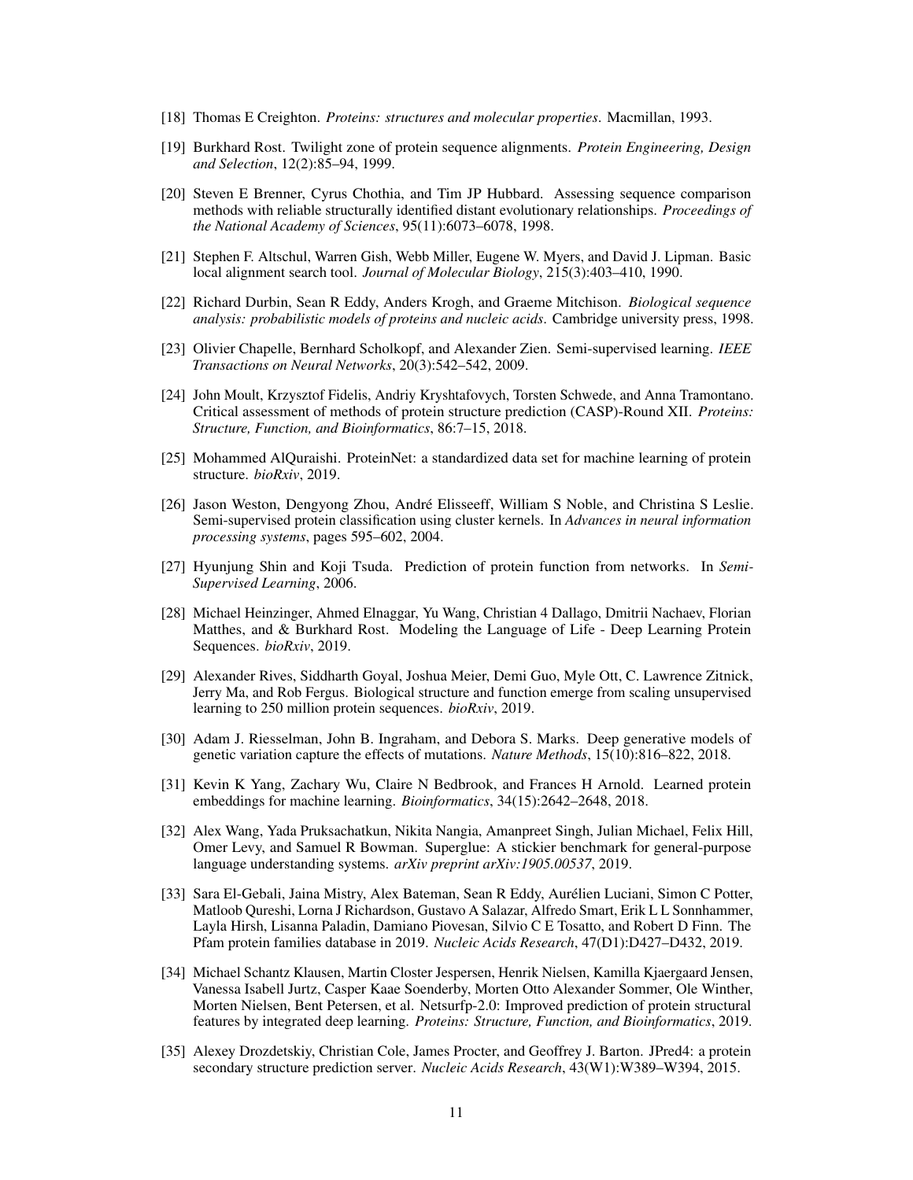[18] Thomas E Creighton. *Proteins: structures and molecular properties*. Macmillan, 1993.

[19] Burkhard Rost. Twilight zone of protein sequence alignments. *Protein Engineering, Design and Selection*, 12(2):85–94, 1999.

[20] Steven E Brenner, Cyrus Chothia, and Tim JP Hubbard. Assessing sequence comparison methods with reliable structurally identified distant evolutionary relationships. *Proceedings of the National Academy of Sciences*, 95(11):6073–6078, 1998.

[21] Stephen F. Altschul, Warren Gish, Webb Miller, Eugene W. Myers, and David J. Lipman. Basic local alignment search tool. *Journal of Molecular Biology*, 215(3):403–410, 1990.

[22] Richard Durbin, Sean R Eddy, Anders Krogh, and Graeme Mitchison. *Biological sequence analysis: probabilistic models of proteins and nucleic acids*. Cambridge university press, 1998.

[23] Olivier Chapelle, Bernhard Scholkopf, and Alexander Zien. Semi-supervised learning. *IEEE Transactions on Neural Networks*, 20(3):542–542, 2009.

[24] John Moult, Krzysztof Fidelis, Andriy Kryshtafovych, Torsten Schwede, and Anna Tramontano. Critical assessment of methods of protein structure prediction (CASP)-Round XII. *Proteins: Structure, Function, and Bioinformatics*, 86:7–15, 2018.

[25] Mohammed AlQuraishi. ProteinNet: a standardized data set for machine learning of protein structure. *bioRxiv*, 2019.

[26] Jason Weston, Dengyong Zhou, André Elisseeff, William S Noble, and Christina S Leslie. Semi-supervised protein classification using cluster kernels. In *Advances in neural information processing systems*, pages 595–602, 2004.

[27] Hyunjung Shin and Koji Tsuda. Prediction of protein function from networks. In *Semi-Supervised Learning*, 2006.

[28] Michael Heinzinger, Ahmed Elnaggar, Yu Wang, Christian 4 Dallago, Dmitrii Nachaev, Florian Matthes, and & Burkhard Rost. Modeling the Language of Life - Deep Learning Protein Sequences. *bioRxiv*, 2019.

[29] Alexander Rives, Siddharth Goyal, Joshua Meier, Demi Guo, Myle Ott, C. Lawrence Zitnick, Jerry Ma, and Rob Fergus. Biological structure and function emerge from scaling unsupervised learning to 250 million protein sequences. *bioRxiv*, 2019.

[30] Adam J. Riesselman, John B. Ingraham, and Debora S. Marks. Deep generative models of genetic variation capture the effects of mutations. *Nature Methods*, 15(10):816–822, 2018.

[31] Kevin K Yang, Zachary Wu, Claire N Bedbrook, and Frances H Arnold. Learned protein embeddings for machine learning. *Bioinformatics*, 34(15):2642–2648, 2018.

[32] Alex Wang, Yada Pruksachatkun, Nikita Nangia, Amanpreet Singh, Julian Michael, Felix Hill, Omer Levy, and Samuel R Bowman. Superglue: A stickier benchmark for general-purpose language understanding systems. *arXiv preprint arXiv:1905.00537*, 2019.

[33] Sara El-Gebali, Jaina Mistry, Alex Bateman, Sean R Eddy, Aurélien Luciani, Simon C Potter, Matloob Qureshi, Lorna J Richardson, Gustavo A Salazar, Alfredo Smart, Erik L L Sonnhammer, Layla Hirsh, Lisanna Paladin, Damiano Piovesan, Silvio C E Tosatto, and Robert D Finn. The Pfam protein families database in 2019. *Nucleic Acids Research*, 47(D1):D427–D432, 2019.

[34] Michael Schantz Klausen, Martin Closter Jespersen, Henrik Nielsen, Kamilla Kjaergaard Jensen, Vanessa Isabell Jurtz, Casper Kaae Soenderby, Morten Otto Alexander Sommer, Ole Winther, Morten Nielsen, Bent Petersen, et al. Netsurfp-2.0: Improved prediction of protein structural features by integrated deep learning. *Proteins: Structure, Function, and Bioinformatics*, 2019.

[35] Alexey Drozdetskiy, Christian Cole, James Procter, and Geoffrey J. Barton. JPred4: a protein secondary structure prediction server. *Nucleic Acids Research*, 43(W1):W389–W394, 2015.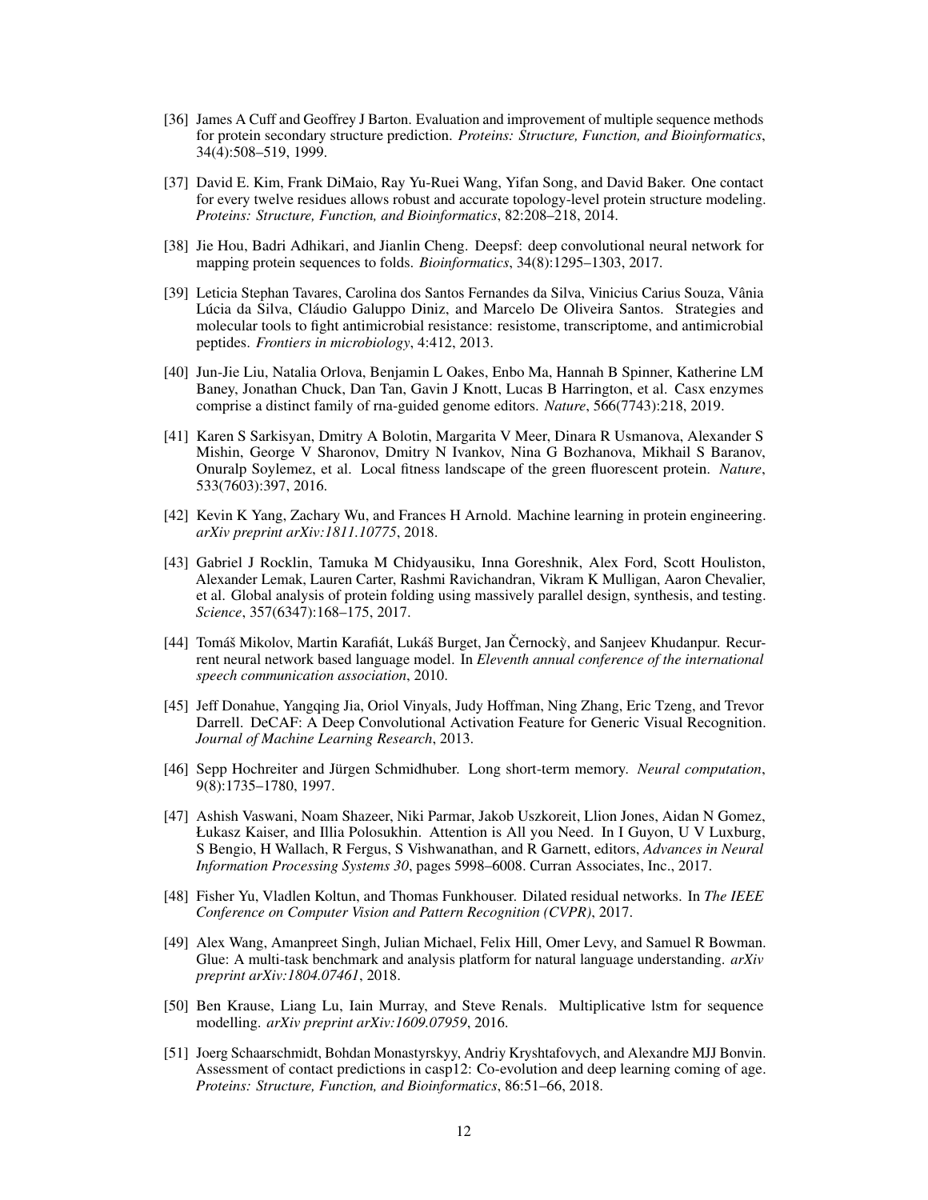[36] James A Cuff and Geoffrey J Barton. Evaluation and improvement of multiple sequence methods for protein secondary structure prediction. *Proteins: Structure, Function, and Bioinformatics*, 34(4):508–519, 1999.

[37] David E. Kim, Frank DiMaio, Ray Yu-Ruei Wang, Yifan Song, and David Baker. One contact for every twelve residues allows robust and accurate topology-level protein structure modeling. *Proteins: Structure, Function, and Bioinformatics*, 82:208–218, 2014.

[38] Jie Hou, Badri Adhikari, and Jianlin Cheng. Deepsf: deep convolutional neural network for mapping protein sequences to folds. *Bioinformatics*, 34(8):1295–1303, 2017.

[39] Leticia Stephan Tavares, Carolina dos Santos Fernandes da Silva, Vinicius Carius Souza, Vânia Lúcia da Silva, Cláudio Galuppo Diniz, and Marcelo De Oliveira Santos. Strategies and molecular tools to fight antimicrobial resistance: resistome, transcriptome, and antimicrobial peptides. *Frontiers in microbiology*, 4:412, 2013.

[40] Jun-Jie Liu, Natalia Orlova, Benjamin L Oakes, Enbo Ma, Hannah B Spinner, Katherine LM Baney, Jonathan Chuck, Dan Tan, Gavin J Knott, Lucas B Harrington, et al. Casx enzymes comprise a distinct family of rna-guided genome editors. *Nature*, 566(7743):218, 2019.

[41] Karen S Sarkisyan, Dmitry A Bolotin, Margarita V Meer, Dinara R Usmanova, Alexander S Mishin, George V Sharonov, Dmitry N Ivankov, Nina G Bozhanova, Mikhail S Baranov, Onuralp Soylemez, et al. Local fitness landscape of the green fluorescent protein. *Nature*, 533(7603):397, 2016.

[42] Kevin K Yang, Zachary Wu, and Frances H Arnold. Machine learning in protein engineering. *arXiv preprint arXiv:1811.10775*, 2018.

[43] Gabriel J Rocklin, Tamuka M Chidyausiku, Inna Goreshnik, Alex Ford, Scott Houliston, Alexander Lemak, Lauren Carter, Rashmi Ravichandran, Vikram K Mulligan, Aaron Chevalier, et al. Global analysis of protein folding using massively parallel design, synthesis, and testing. *Science*, 357(6347):168–175, 2017.

[44] Tomáš Mikolov, Martin Karafiát, Lukáš Burget, Jan Černockỳ, and Sanjeev Khudanpur. Recurrent neural network based language model. In *Eleventh annual conference of the international speech communication association*, 2010.

[45] Jeff Donahue, Yangqing Jia, Oriol Vinyals, Judy Hoffman, Ning Zhang, Eric Tzeng, and Trevor Darrell. DeCAF: A Deep Convolutional Activation Feature for Generic Visual Recognition. *Journal of Machine Learning Research*, 2013.

[46] Sepp Hochreiter and Jürgen Schmidhuber. Long short-term memory. *Neural computation*, 9(8):1735–1780, 1997.

[47] Ashish Vaswani, Noam Shazeer, Niki Parmar, Jakob Uszkoreit, Llion Jones, Aidan N Gomez, Łukasz Kaiser, and Illia Polosukhin. Attention is All you Need. In I Guyon, U V Luxburg, S Bengio, H Wallach, R Fergus, S Vishwanathan, and R Garnett, editors, *Advances in Neural Information Processing Systems 30*, pages 5998–6008. Curran Associates, Inc., 2017.

[48] Fisher Yu, Vladlen Koltun, and Thomas Funkhouser. Dilated residual networks. In *The IEEE Conference on Computer Vision and Pattern Recognition (CVPR)*, 2017.

[49] Alex Wang, Amanpreet Singh, Julian Michael, Felix Hill, Omer Levy, and Samuel R Bowman. Glue: A multi-task benchmark and analysis platform for natural language understanding. *arXiv preprint arXiv:1804.07461*, 2018.

[50] Ben Krause, Liang Lu, Iain Murray, and Steve Renals. Multiplicative lstm for sequence modelling. *arXiv preprint arXiv:1609.07959*, 2016.

[51] Joerg Schaarschmidt, Bohdan Monastyrskyy, Andriy Kryshtafovych, and Alexandre MJJ Bonvin. Assessment of contact predictions in casp12: Co-evolution and deep learning coming of age. *Proteins: Structure, Function, and Bioinformatics*, 86:51–66, 2018.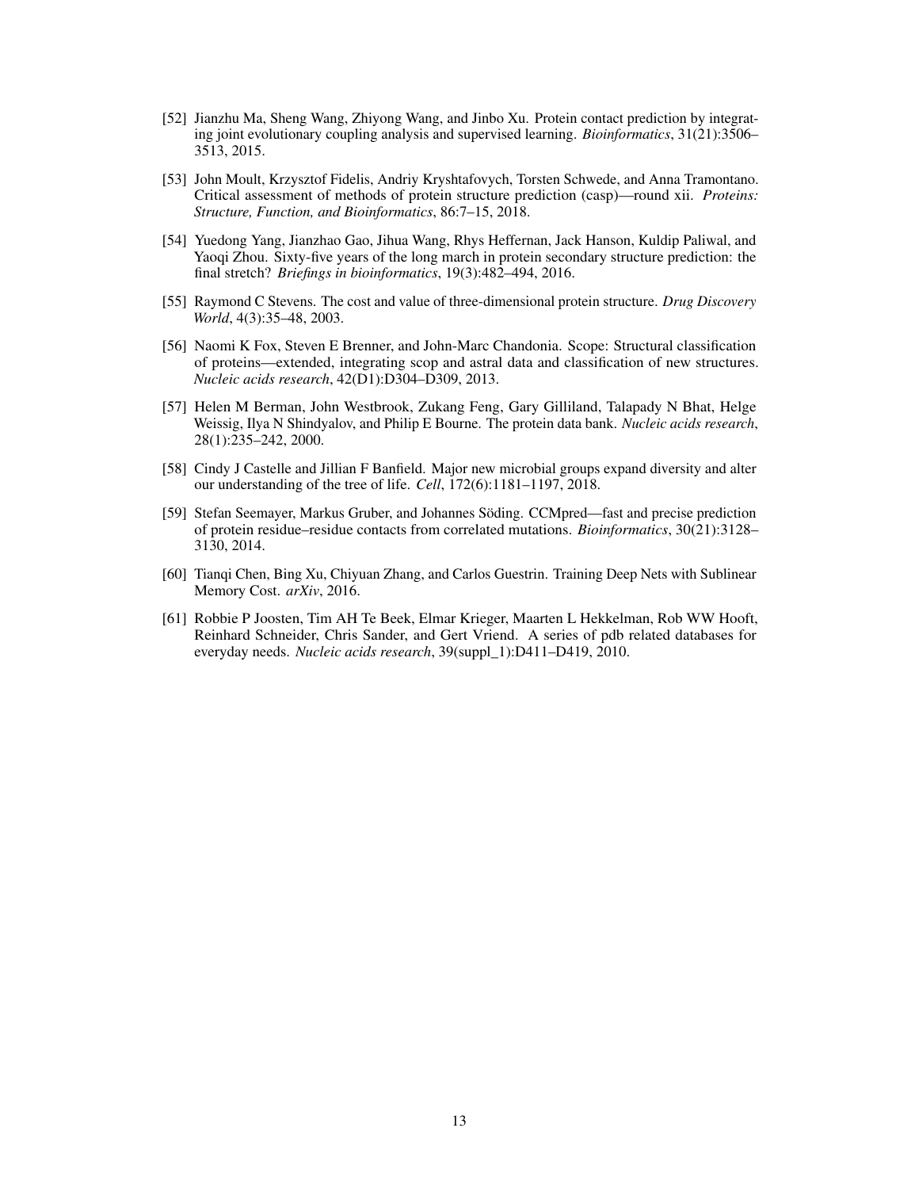[52] Jianzhu Ma, Sheng Wang, Zhiyong Wang, and Jinbo Xu. Protein contact prediction by integrating joint evolutionary coupling analysis and supervised learning. *Bioinformatics*, 31(21):3506–3513, 2015.

[53] John Moult, Krzysztof Fidelis, Andriy Kryshtafovych, Torsten Schwede, and Anna Tramontano. Critical assessment of methods of protein structure prediction (casp)—round xii. *Proteins: Structure, Function, and Bioinformatics*, 86:7–15, 2018.

[54] Yuedong Yang, Jianzhao Gao, Jihua Wang, Rhys Heffernan, Jack Hanson, Kuldip Paliwal, and Yaoqi Zhou. Sixty-five years of the long march in protein secondary structure prediction: the final stretch? *Briefings in bioinformatics*, 19(3):482–494, 2016.

[55] Raymond C Stevens. The cost and value of three-dimensional protein structure. *Drug Discovery World*, 4(3):35–48, 2003.

[56] Naomi K Fox, Steven E Brenner, and John-Marc Chandonia. Scope: Structural classification of proteins—extended, integrating scop and astral data and classification of new structures. *Nucleic acids research*, 42(D1):D304–D309, 2013.

[57] Helen M Berman, John Westbrook, Zukang Feng, Gary Gilliland, Talapady N Bhat, Helge Weissig, Ilya N Shindyalov, and Philip E Bourne. The protein data bank. *Nucleic acids research*, 28(1):235–242, 2000.

[58] Cindy J Castelle and Jillian F Banfield. Major new microbial groups expand diversity and alter our understanding of the tree of life. *Cell*, 172(6):1181–1197, 2018.

[59] Stefan Seemayer, Markus Gruber, and Johannes Söding. CCMpred—fast and precise prediction of protein residue–residue contacts from correlated mutations. *Bioinformatics*, 30(21):3128–3130, 2014.

[60] Tianqi Chen, Bing Xu, Chiyuan Zhang, and Carlos Guestrin. Training Deep Nets with Sublinear Memory Cost. *arXiv*, 2016.

[61] Robbie P Joosten, Tim AH Te Beek, Elmar Krieger, Maarten L Hekkelman, Rob WW Hooft, Reinhard Schneider, Chris Sander, and Gert Vriend. A series of pdb related databases for everyday needs. *Nucleic acids research*, 39(suppl_1):D411–D419, 2010.